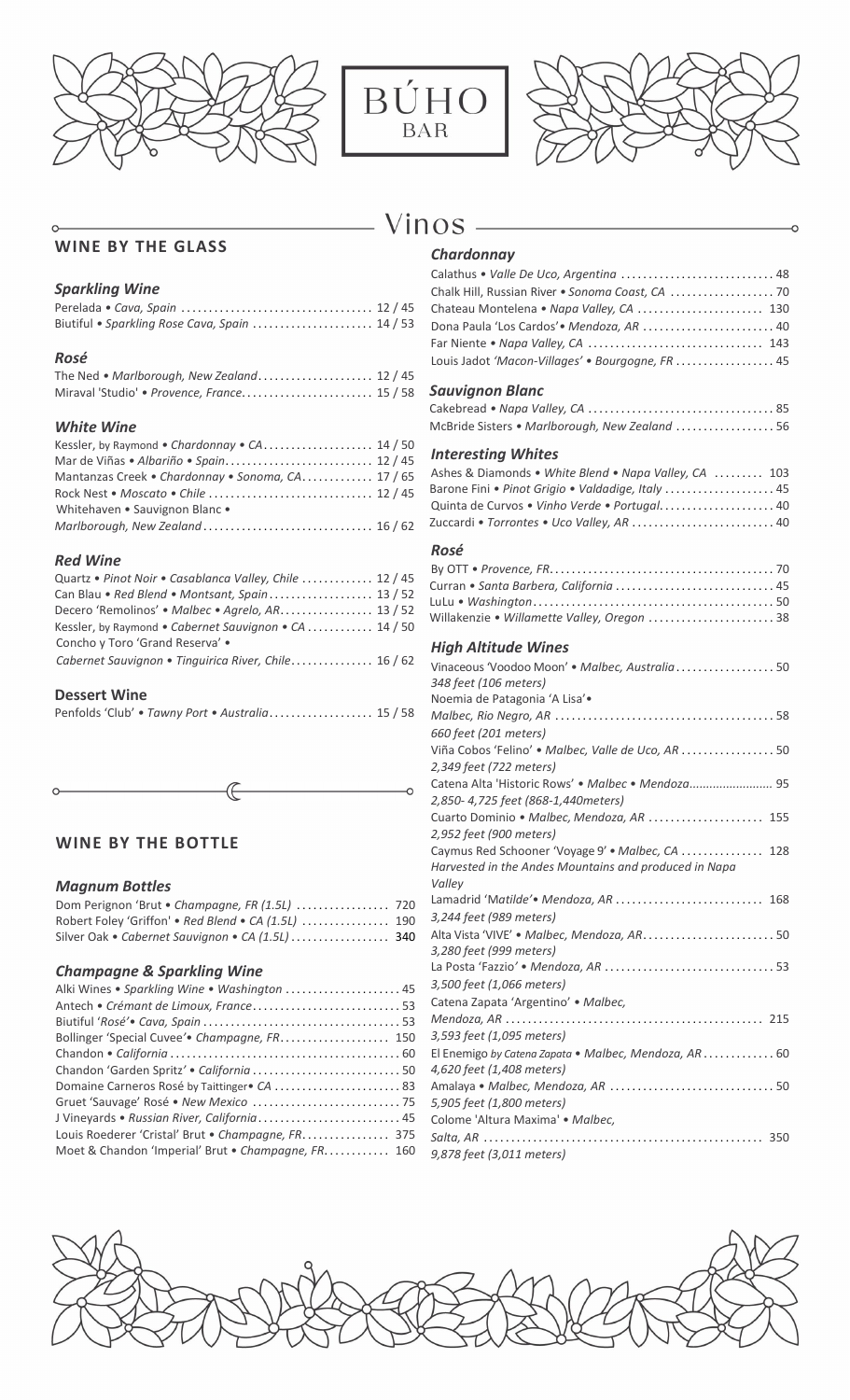# BÚHO
## BAR

# Vinos

## WINE BY THE GLASS

### *Sparkling Wine*

Perelada • *Cava, Spain* ................ 12 / 45
Biutiful • *Sparkling Rose Cava, Spain* ................ 14 / 53

### *Rosé*

The Ned • *Marlborough, New Zealand*................ 12 / 45
Miraval 'Studio' • *Provence, France*................ 15 / 58

### *White Wine*

Kessler, by Raymond • *Chardonnay • CA*................ 14 / 50
Mar de Viñas • *Albariño • Spain*................ 12 / 45
Mantanzas Creek • *Chardonnay • Sonoma, CA*................ 17 / 65
Rock Nest • *Moscato • Chile* ................ 12 / 45
Whitehaven • Sauvignon Blanc • *Marlborough, New Zealand*................ 16 / 62

### *Red Wine*

Quartz • *Pinot Noir • Casablanca Valley, Chile* ................ 12 / 45
Can Blau • *Red Blend • Montsant, Spain*................ 13 / 52
Decero 'Remolinos' • *Malbec • Agrelo, AR*................ 13 / 52
Kessler, by Raymond • *Cabernet Sauvignon • CA* ................ 14 / 50
Concho y Toro 'Grand Reserva' • *Cabernet Sauvignon • Tinguirica River, Chile*................ 16 / 62

### Dessert Wine

Penfolds 'Club' • *Tawny Port • Australia*................ 15 / 58

## WINE BY THE BOTTLE

### *Magnum Bottles*

Dom Perignon 'Brut • *Champagne, FR (1.5L)* ................ 720
Robert Foley 'Griffon' • *Red Blend • CA (1.5L)* ................ 190
Silver Oak • *Cabernet Sauvignon • CA (1.5L)*................ 340

### *Champagne & Sparkling Wine*

Alki Wines • *Sparkling Wine • Washington* ................ 45
Antech • *Crémant de Limoux, France*................ 53
Biutiful *'Rosé'• Cava, Spain* ................ 53
Bollinger 'Special Cuvee'• *Champagne, FR*................ 150
Chandon • *California* ................ 60
Chandon 'Garden Spritz' • *California* ................ 50
Domaine Carneros Rosé by Taittinger• *CA* ................ 83
Gruet 'Sauvage' Rosé • *New Mexico* ................ 75
J Vineyards • *Russian River, California*................ 45
Louis Roederer 'Cristal' Brut • *Champagne, FR*................ 375
Moet & Chandon 'Imperial' Brut • *Champagne, FR*................ 160

### *Chardonnay*

Calathus • *Valle De Uco, Argentina* ................ 48
Chalk Hill, Russian River • *Sonoma Coast, CA* ................ 70
Chateau Montelena • *Napa Valley, CA* ................ 130
Dona Paula 'Los Cardos'• *Mendoza, AR* ................ 40
Far Niente • *Napa Valley, CA* ................ 143
Louis Jadot *'Macon-Villages' • Bourgogne, FR* ................ 45

### *Sauvignon Blanc*

Cakebread • *Napa Valley, CA* ................ 85
McBride Sisters • *Marlborough, New Zealand* ................ 56

### *Interesting Whites*

Ashes & Diamonds • *White Blend • Napa Valley, CA* ................ 103
Barone Fini • *Pinot Grigio • Valdadige, Italy* ................ 45
Quinta de Curvos • *Vinho Verde • Portugal*................ 40
Zuccardi • *Torrontes • Uco Valley, AR* ................ 40

### *Rosé*

By OTT • *Provence, FR*................ 70
Curran • *Santa Barbera, California* ................ 45
LuLu • *Washington*................ 50
Willakenzie • *Willamette Valley, Oregon* ................ 38

### *High Altitude Wines*

Vinaceous 'Voodoo Moon' • *Malbec, Australia* ................ 50
*348 feet (106 meters)*
Noemia de Patagonia 'A Lisa'• *Malbec, Rio Negro, AR* ................ 58
*660 feet (201 meters)*
Viña Cobos 'Felino' • *Malbec, Valle de Uco, AR* ................ 50
*2,349 feet (722 meters)*
Catena Alta 'Historic Rows' • *Malbec • Mendoza*................ 95
*2,850- 4,725 feet (868-1,440meters)*
Cuarto Dominio • *Malbec, Mendoza, AR* ................ 155
*2,952 feet (900 meters)*
Caymus Red Schooner 'Voyage 9' • *Malbec, CA* ................ 128
*Harvested in the Andes Mountains and produced in Napa Valley*
Lamadrid 'M*atilde'• Mendoza, AR* ................ 168
*3,244 feet (989 meters)*
Alta Vista 'VIVE' • *Malbec, Mendoza, AR*................ 50
*3,280 feet (999 meters)*
La Posta 'Fazzio' • *Mendoza, AR* ................ 53
*3,500 feet (1,066 meters)*
Catena Zapata 'Argentino' • *Malbec, Mendoza, AR* ................ 215
*3,593 feet (1,095 meters)*
El Enemigo *by Catena Zapata • Malbec, Mendoza, AR* ................ 60
*4,620 feet (1,408 meters)*
Amalaya • *Malbec, Mendoza, AR* ................ 50
*5,905 feet (1,800 meters)*
Colome 'Altura Maxima' • *Malbec, Salta, AR* ................ 350
*9,878 feet (3,011 meters)*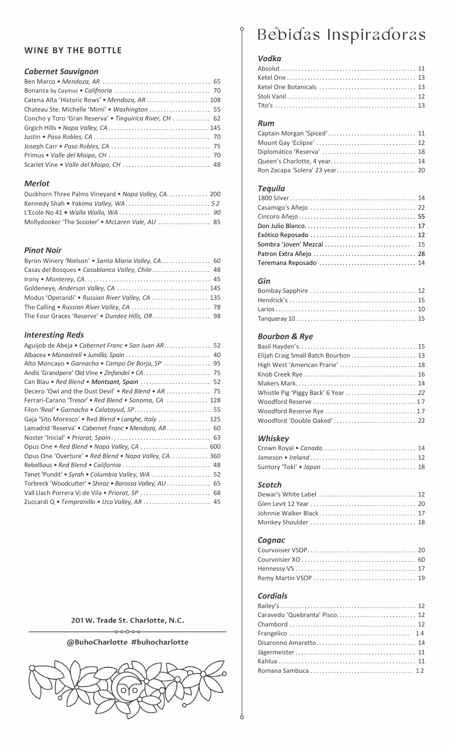## WINE BY THE BOTTLE

### *Cabernet Sauvignon*

Ben Marco • *Mendoza, AR* ........ 65
Bonanza by Caymus • *Califnoria* ........ 70
Catena Alta 'Historic Rows' • *Mendoza, AR* ........ 108
Chateau Ste. Michelle 'Mimi' • *Washington* ........ 55
Concho y Toro 'Gran Reserva' • *Tinguirica River, CH* ........ 62
Grgich Hills • *Napa Valley, CA* ........ 145
Justin • *Paso Robles, CA* ........ 70
Joseph Carr • *Paso Robles, CA* ........ 75
Primus • *Valle del Maipo, CH* ........ 70
Scarlet Vine • *Valle del Maipo, CH* ........ 48

### *Merlot*

Duckhorn Three Palms Vineyard • *Napa Valley, CA* ........ 200
Kennedy Shah • *Yakima Valley, WA* ........ *52*
L'Ecole No 41 • *Walla Walla, WA* ........ *90*
Mollydooker 'The Scooter' • *McLaren Vale, AU* ........ 85

### *Pinot Noir*

Byron Winery 'Nielson' • *Santa Maria Valley, CA* ........ 60
Casas del Bosques • *Casablanca Valley, Chile* ........ 48
Irony • *Monterey, CA* ........ 45
Goldeneye, *Anderson Valley, CA* ........ 145
Modus 'Operandi' • *Russian River Valley, CA* ........ 135
The Calling • *Russian River Valley, CA* ........ 78
The Four Graces 'Reserve' • *Dundee Hills, OR* ........ 98

### *Interesting Reds*

Aguijob de Abeja • *Cabernet Franc • San Juan AR* ........ 52
Albacea • *Monastrell • Jumilla, Spain* ........ 40
Alto Moncayo • *Garnacha • Campo De Borja, SP* ........ 95
Andis 'Grandpere' Old Vine • *Zinfandel • CA* ........ 75
Can Blau • *Red Blend* • ***Montsant, Spain*** ........ 52
Decero 'Owl and the Dust Devil' • *Red Blend • AR* ........ 75
Ferrari-Carano 'Tresor' • *Red Blend • Sonoma, CA* ........ 128
Filon *'Real' • Garnacha • Calatayud, SP* ........ 55
Gaja 'Sito Moresco' • Red *Blend • Langhe, Italy* ........ 125
Lamadrid 'Reserva' • *Cabernet Franc • Mendoza, AR* ........ 60
Noster 'Inicial' • *Priorat, Spain* ........ 63
Opus One • *Red Blend • Napa Valley, CA* ........ 600
Opus One 'Overture' • *Red Blend • Napa Valley, CA* ........ 360
Rebellious • *Red Blend • California* ........ 48
Tenet 'Pundit' • *Syrah • Columbia Valley, WA* ........ 52
Torbreck 'Woodcutter' • *Shiraz • Barossa Valley, AU* ........ 65
Vall Llach Porrera Vi de Vila • *Priorat, SP* ........ 68
Zuccardi Q • *Tempranillo • Uco Valley, AR* ........ 45

**201 W. Trade St. Charlotte, N.C.**

**@BuhoCharlotte #buhocharlotte**

# Bebidas Inspiradoras

### *Vodka*

Absolut ........ 11
Ketel One ........ 13
Ketel One Botanicals ........ 13
Stoli Vanil ........ 12
Tito's ........ 13

### *Rum*

Captain Morgan 'Spiced' ........ 11
Mount Gay 'Eclipse' ........ 12
Diplomático 'Reserva' ........ 18
Queen's Charlotte, 4 year ........ 14
Ron Zacapa 'Solera' 23 year ........ 20

### *Tequila*

1800 Silver ........ 14
Casamigo's Añejo ........ 22
Cincoro Añejo ........ 55
Don Julio Blanco ........ 17
Exótico Reposado ........ 12
Sombra 'Joven' Mezcal ........ 15
Patron Extra Añejo ........ 28
Teremana Reposado ........ 14

### *Gin*

Bombay Sapphire ........ 12
Hendrick's ........ 15
Larios ........ 10
Tanqueray 10 ........ 15

### *Bourbon & Rye*

Basil Hayden's ........ 15
Elijah Craig Small Batch Bourbon ........ 13
High West 'American Prarie' ........ 18
Knob Creek Rye ........ 16
Makers Mark ........ 14
Whistle Pig 'Piggy Back' 6 Year ........ *22*
Woodford Reserve ........ 17
Woodford Reserve Rye ........ 17
Woodford 'Double Oaked' ........ 22

### *Whiskey*

Crown Royal • *Canada* ........ 14
Jameson • *Ireland* ........ 12
Suntory 'Toki' • *Japan* ........ 18

### *Scotch*

Dewar's White Label ........ 12
Glen Levit 12 Year ........ 20
Johnnie Walker Black ........ 17
Monkey Shoulder ........ 18

### *Cognac*

Courvoisier VSOP ........ 20
Courvoisier XO ........ 60
Hennessy VS ........ 17
Remy Martin VSOP ........ 19

### *Cordials*

Bailey's ........ 12
Caravedo 'Quebranta' Pisco ........ 12
Chambord ........ 12
Frangelico ........ 14
Disaronno Amaretto ........ 14
Jägermeister ........ 11
Kahlua ........ 11
Romana Sambuca ........ 12